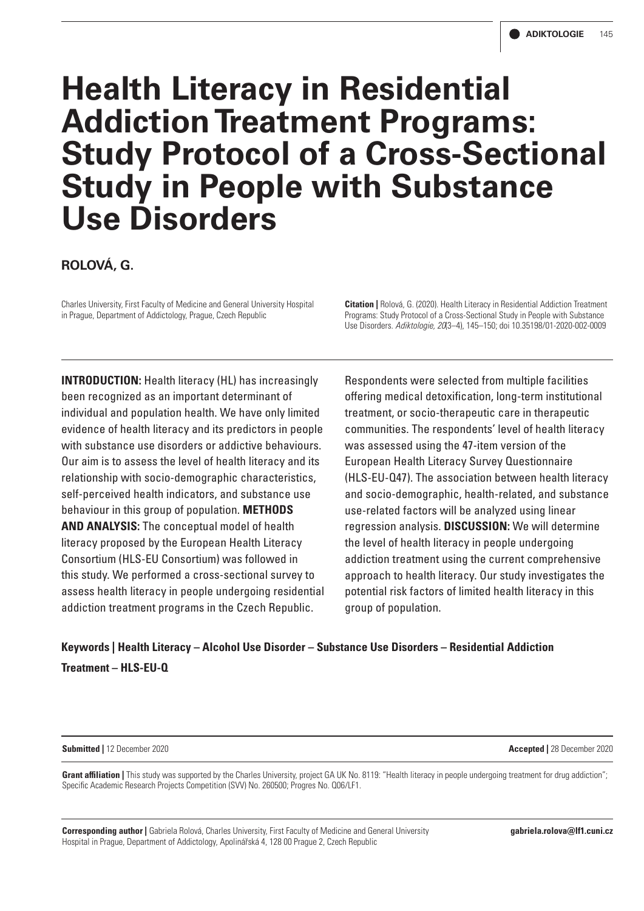# Health Literacy in Residential Addiction Treatment Programs: Study Protocol of a Cross-Sectional Study in People with Substance Use Disorders

**ROLOVÁ, G.**

Charles University, First Faculty of Medicine and General University Hospital in Prague, Department of Addictology, Prague, Czech Republic

**Citation |** Rolová, G. (2020). Health Literacy in Residential Addiction Treatment Programs: Study Protocol of a Cross-Sectional Study in People with Substance Use Disorders. *Adiktologie, 20*(3–4), 145–150; doi 10.35198/01-2020-002-0009

**INTRODUCTION:** Health literacy (HL) has increasingly been recognized as an important determinant of individual and population health. We have only limited evidence of health literacy and its predictors in people with substance use disorders or addictive behaviours. Our aim is to assess the level of health literacy and its relationship with socio-demographic characteristics, self-perceived health indicators, and substance use behaviour in this group of population. **METHODS AND ANALYSIS:** The conceptual model of health literacy proposed by the European Health Literacy Consortium (HLS-EU Consortium) was followed in this study. We performed a cross-sectional survey to assess health literacy in people undergoing residential addiction treatment programs in the Czech Republic. Respondents were selected from multiple facilities offering medical detoxification, long-term institutional treatment, or socio-therapeutic care in therapeutic communities. The respondents' level of health literacy was assessed using the 47-item version of the European Health Literacy Survey Questionnaire (HLS-EU-Q47). The association between health literacy and socio-demographic, health-related, and substance use-related factors will be analyzed using linear regression analysis. **DISCUSSION:** We will determine the level of health literacy in people undergoing addiction treatment using the current comprehensive approach to health literacy. Our study investigates the potential risk factors of limited health literacy in this group of population.

**Keywords | Health Literacy – Alcohol Use Disorder – Substance Use Disorders – Residential Addiction Treatment – HLS-EU-Q**

**Submitted |** 12 December 2020 **Accepted |** 28 December 2020

**Grant affiliation |** This study was supported by the Charles University, project GA UK No. 8119: "Health literacy in people undergoing treatment for drug addiction"; Specific Academic Research Projects Competition (SVV) No. 260500; Progres No. Q06/LF1.

**Corresponding author |** Gabriela Rolová, Charles University, First Faculty of Medicine and General University Hospital in Prague, Department of Addictology, Apolinářská 4, 128 00 Prague 2, Czech Republic

**gabriela.rolova@lf1.cuni.cz**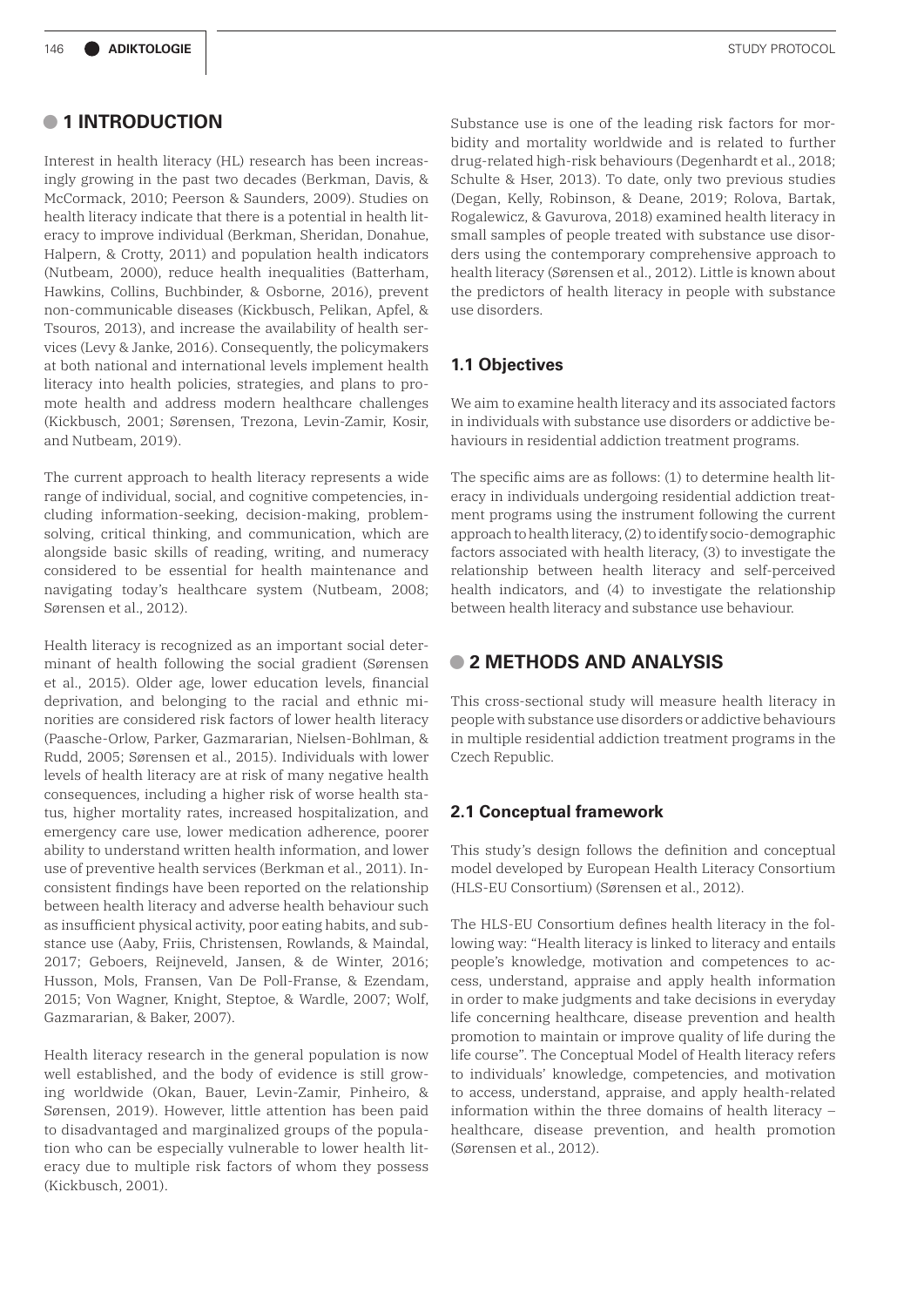## 1 INTRODUCTION

Interest in health literacy (HL) research has been increasingly growing in the past two decades (Berkman, Davis, & McCormack, 2010; Peerson & Saunders, 2009). Studies on health literacy indicate that there is a potential in health literacy to improve individual (Berkman, Sheridan, Donahue, Halpern, & Crotty, 2011) and population health indicators (Nutbeam, 2000), reduce health inequalities (Batterham, Hawkins, Collins, Buchbinder, & Osborne, 2016), prevent non-communicable diseases (Kickbusch, Pelikan, Apfel, & Tsouros, 2013), and increase the availability of health services (Levy & Janke, 2016). Consequently, the policymakers at both national and international levels implement health literacy into health policies, strategies, and plans to promote health and address modern healthcare challenges (Kickbusch, 2001; Sørensen, Trezona, Levin-Zamir, Kosir, and Nutbeam, 2019).

The current approach to health literacy represents a wide range of individual, social, and cognitive competencies, including information-seeking, decision-making, problem-solving, critical thinking, and communication, which are alongside basic skills of reading, writing, and numeracy considered to be essential for health maintenance and navigating today's healthcare system (Nutbeam, 2008; Sørensen et al., 2012).

Health literacy is recognized as an important social determinant of health following the social gradient (Sørensen et al., 2015). Older age, lower education levels, financial deprivation, and belonging to the racial and ethnic minorities are considered risk factors of lower health literacy (Paasche-Orlow, Parker, Gazmararian, Nielsen-Bohlman, & Rudd, 2005; Sørensen et al., 2015). Individuals with lower levels of health literacy are at risk of many negative health consequences, including a higher risk of worse health status, higher mortality rates, increased hospitalization, and emergency care use, lower medication adherence, poorer ability to understand written health information, and lower use of preventive health services (Berkman et al., 2011). Inconsistent findings have been reported on the relationship between health literacy and adverse health behaviour such as insufficient physical activity, poor eating habits, and substance use (Aaby, Friis, Christensen, Rowlands, & Maindal, 2017; Geboers, Reijneveld, Jansen, & de Winter, 2016; Husson, Mols, Fransen, Van De Poll-Franse, & Ezendam, 2015; Von Wagner, Knight, Steptoe, & Wardle, 2007; Wolf, Gazmararian, & Baker, 2007).

Health literacy research in the general population is now well established, and the body of evidence is still growing worldwide (Okan, Bauer, Levin-Zamir, Pinheiro, & Sørensen, 2019). However, little attention has been paid to disadvantaged and marginalized groups of the population who can be especially vulnerable to lower health literacy due to multiple risk factors of whom they possess (Kickbusch, 2001).

Substance use is one of the leading risk factors for morbidity and mortality worldwide and is related to further drug-related high-risk behaviours (Degenhardt et al., 2018; Schulte & Hser, 2013). To date, only two previous studies (Degan, Kelly, Robinson, & Deane, 2019; Rolova, Bartak, Rogalewicz, & Gavurova, 2018) examined health literacy in small samples of people treated with substance use disorders using the contemporary comprehensive approach to health literacy (Sørensen et al., 2012). Little is known about the predictors of health literacy in people with substance use disorders.

### 1.1 Objectives

We aim to examine health literacy and its associated factors in individuals with substance use disorders or addictive behaviours in residential addiction treatment programs.

The specific aims are as follows: (1) to determine health literacy in individuals undergoing residential addiction treatment programs using the instrument following the current approach to health literacy, (2) to identify socio-demographic factors associated with health literacy, (3) to investigate the relationship between health literacy and self-perceived health indicators, and (4) to investigate the relationship between health literacy and substance use behaviour.

## 2 METHODS AND ANALYSIS

This cross-sectional study will measure health literacy in people with substance use disorders or addictive behaviours in multiple residential addiction treatment programs in the Czech Republic.

### 2.1 Conceptual framework

This study's design follows the definition and conceptual model developed by European Health Literacy Consortium (HLS-EU Consortium) (Sørensen et al., 2012).

The HLS-EU Consortium defines health literacy in the following way: "Health literacy is linked to literacy and entails people's knowledge, motivation and competences to access, understand, appraise and apply health information in order to make judgments and take decisions in everyday life concerning healthcare, disease prevention and health promotion to maintain or improve quality of life during the life course". The Conceptual Model of Health literacy refers to individuals' knowledge, competencies, and motivation to access, understand, appraise, and apply health-related information within the three domains of health literacy – healthcare, disease prevention, and health promotion (Sørensen et al., 2012).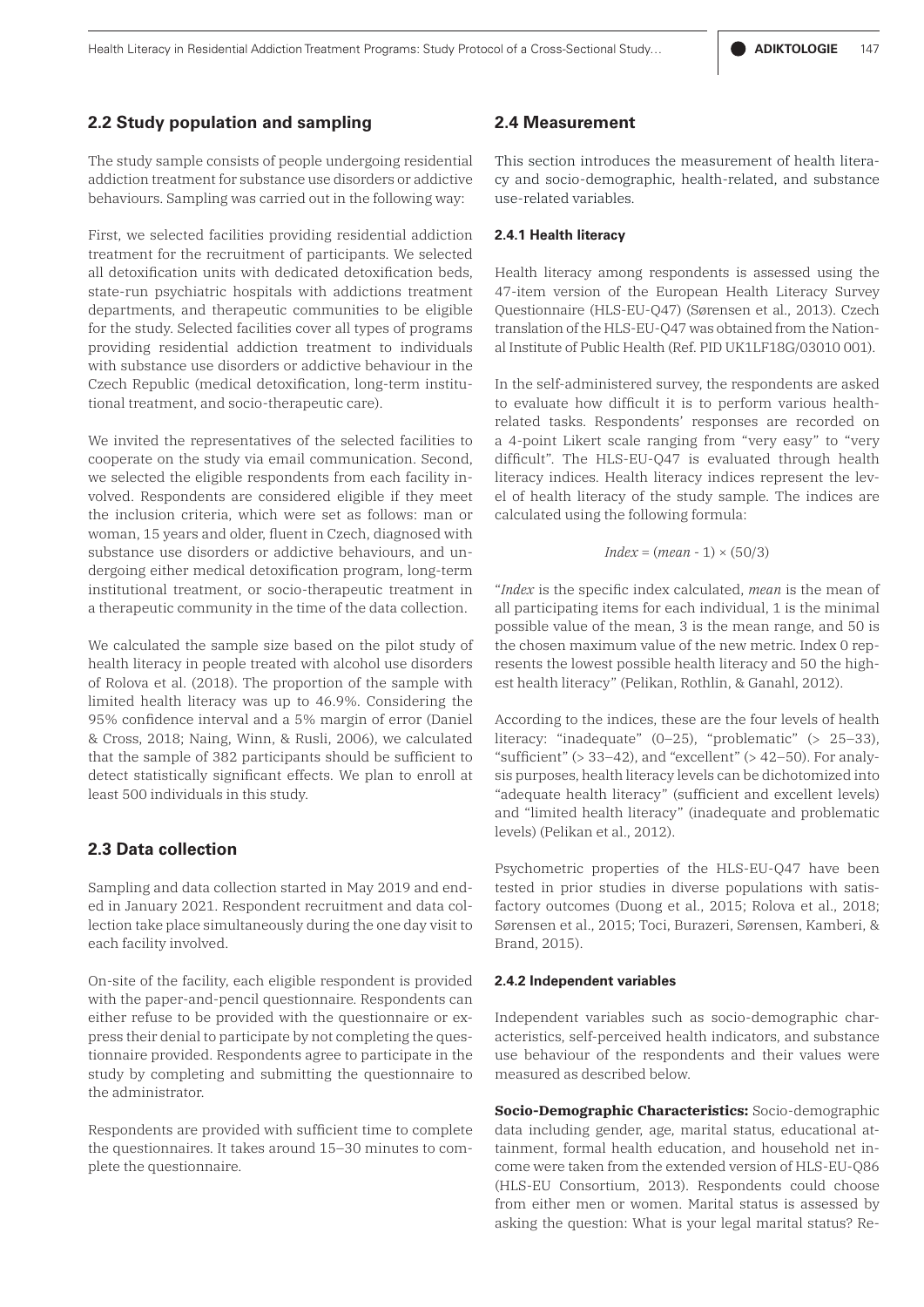## 2.2 Study population and sampling

The study sample consists of people undergoing residential addiction treatment for substance use disorders or addictive behaviours. Sampling was carried out in the following way:

First, we selected facilities providing residential addiction treatment for the recruitment of participants. We selected all detoxification units with dedicated detoxification beds, state-run psychiatric hospitals with addictions treatment departments, and therapeutic communities to be eligible for the study. Selected facilities cover all types of programs providing residential addiction treatment to individuals with substance use disorders or addictive behaviour in the Czech Republic (medical detoxification, long-term institutional treatment, and socio-therapeutic care).

We invited the representatives of the selected facilities to cooperate on the study via email communication. Second, we selected the eligible respondents from each facility involved. Respondents are considered eligible if they meet the inclusion criteria, which were set as follows: man or woman, 15 years and older, fluent in Czech, diagnosed with substance use disorders or addictive behaviours, and undergoing either medical detoxification program, long-term institutional treatment, or socio-therapeutic treatment in a therapeutic community in the time of the data collection.

We calculated the sample size based on the pilot study of health literacy in people treated with alcohol use disorders of Rolova et al. (2018). The proportion of the sample with limited health literacy was up to 46.9%. Considering the 95% confidence interval and a 5% margin of error (Daniel & Cross, 2018; Naing, Winn, & Rusli, 2006), we calculated that the sample of 382 participants should be sufficient to detect statistically significant effects. We plan to enroll at least 500 individuals in this study.

## 2.3 Data collection

Sampling and data collection started in May 2019 and ended in January 2021. Respondent recruitment and data collection take place simultaneously during the one day visit to each facility involved.

On-site of the facility, each eligible respondent is provided with the paper-and-pencil questionnaire. Respondents can either refuse to be provided with the questionnaire or express their denial to participate by not completing the questionnaire provided. Respondents agree to participate in the study by completing and submitting the questionnaire to the administrator.

Respondents are provided with sufficient time to complete the questionnaires. It takes around 15–30 minutes to complete the questionnaire.

## 2.4 Measurement

This section introduces the measurement of health literacy and socio-demographic, health-related, and substance use-related variables.

### 2.4.1 Health literacy

Health literacy among respondents is assessed using the 47-item version of the European Health Literacy Survey Questionnaire (HLS-EU-Q47) (Sørensen et al., 2013). Czech translation of the HLS-EU-Q47 was obtained from the National Institute of Public Health (Ref. PID UK1LF18G/03010 001).

In the self-administered survey, the respondents are asked to evaluate how difficult it is to perform various health-related tasks. Respondents' responses are recorded on a 4-point Likert scale ranging from "very easy" to "very difficult". The HLS-EU-Q47 is evaluated through health literacy indices. Health literacy indices represent the level of health literacy of the study sample. The indices are calculated using the following formula:

$$Index = (mean - 1) \times (50/3)$$

"*Index* is the specific index calculated, *mean* is the mean of all participating items for each individual, 1 is the minimal possible value of the mean, 3 is the mean range, and 50 is the chosen maximum value of the new metric. Index 0 represents the lowest possible health literacy and 50 the highest health literacy" (Pelikan, Rothlin, & Ganahl, 2012).

According to the indices, these are the four levels of health literacy: "inadequate" (0–25), "problematic" (> 25–33), "sufficient" (> 33–42), and "excellent" (> 42–50). For analysis purposes, health literacy levels can be dichotomized into "adequate health literacy" (sufficient and excellent levels) and "limited health literacy" (inadequate and problematic levels) (Pelikan et al., 2012).

Psychometric properties of the HLS-EU-Q47 have been tested in prior studies in diverse populations with satisfactory outcomes (Duong et al., 2015; Rolova et al., 2018; Sørensen et al., 2015; Toci, Burazeri, Sørensen, Kamberi, & Brand, 2015).

### 2.4.2 Independent variables

Independent variables such as socio-demographic characteristics, self-perceived health indicators, and substance use behaviour of the respondents and their values were measured as described below.

**Socio-Demographic Characteristics:** Socio-demographic data including gender, age, marital status, educational attainment, formal health education, and household net income were taken from the extended version of HLS-EU-Q86 (HLS-EU Consortium, 2013). Respondents could choose from either men or women. Marital status is assessed by asking the question: What is your legal marital status? Re-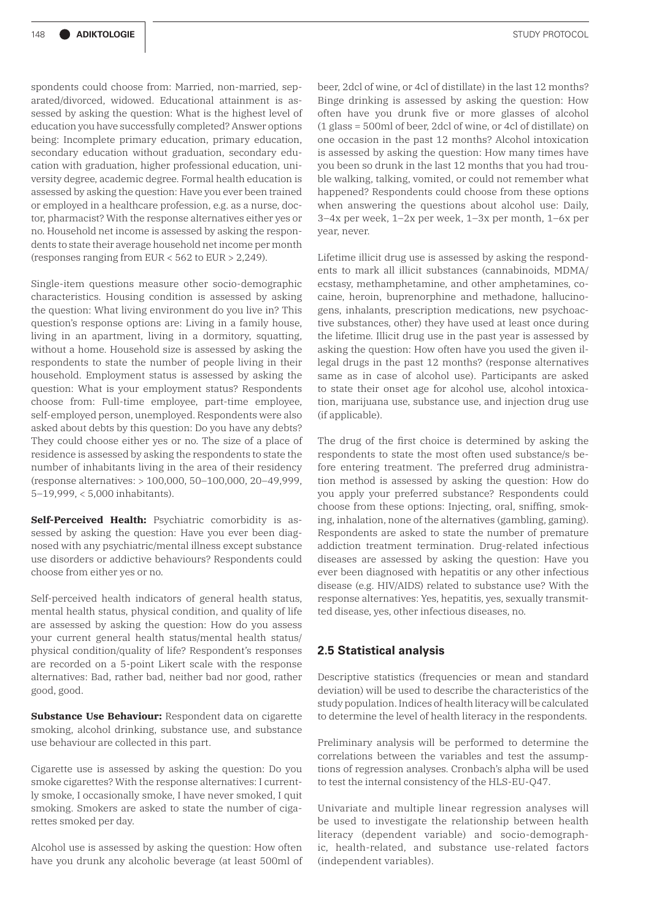spondents could choose from: Married, non-married, separated/divorced, widowed. Educational attainment is assessed by asking the question: What is the highest level of education you have successfully completed? Answer options being: Incomplete primary education, primary education, secondary education without graduation, secondary education with graduation, higher professional education, university degree, academic degree. Formal health education is assessed by asking the question: Have you ever been trained or employed in a healthcare profession, e.g. as a nurse, doctor, pharmacist? With the response alternatives either yes or no. Household net income is assessed by asking the respondents to state their average household net income per month (responses ranging from EUR < 562 to EUR > 2,249).

Single-item questions measure other socio-demographic characteristics. Housing condition is assessed by asking the question: What living environment do you live in? This question's response options are: Living in a family house, living in an apartment, living in a dormitory, squatting, without a home. Household size is assessed by asking the respondents to state the number of people living in their household. Employment status is assessed by asking the question: What is your employment status? Respondents choose from: Full-time employee, part-time employee, self-employed person, unemployed. Respondents were also asked about debts by this question: Do you have any debts? They could choose either yes or no. The size of a place of residence is assessed by asking the respondents to state the number of inhabitants living in the area of their residency (response alternatives: > 100,000, 50–100,000, 20–49,999, 5–19,999, < 5,000 inhabitants).

**Self-Perceived Health:** Psychiatric comorbidity is assessed by asking the question: Have you ever been diagnosed with any psychiatric/mental illness except substance use disorders or addictive behaviours? Respondents could choose from either yes or no.

Self-perceived health indicators of general health status, mental health status, physical condition, and quality of life are assessed by asking the question: How do you assess your current general health status/mental health status/physical condition/quality of life? Respondent's responses are recorded on a 5-point Likert scale with the response alternatives: Bad, rather bad, neither bad nor good, rather good, good.

**Substance Use Behaviour:** Respondent data on cigarette smoking, alcohol drinking, substance use, and substance use behaviour are collected in this part.

Cigarette use is assessed by asking the question: Do you smoke cigarettes? With the response alternatives: I currently smoke, I occasionally smoke, I have never smoked, I quit smoking. Smokers are asked to state the number of cigarettes smoked per day.

Alcohol use is assessed by asking the question: How often have you drunk any alcoholic beverage (at least 500ml of beer, 2dcl of wine, or 4cl of distillate) in the last 12 months? Binge drinking is assessed by asking the question: How often have you drunk five or more glasses of alcohol (1 glass = 500ml of beer, 2dcl of wine, or 4cl of distillate) on one occasion in the past 12 months? Alcohol intoxication is assessed by asking the question: How many times have you been so drunk in the last 12 months that you had trouble walking, talking, vomited, or could not remember what happened? Respondents could choose from these options when answering the questions about alcohol use: Daily, 3–4x per week, 1–2x per week, 1–3x per month, 1–6x per year, never.

Lifetime illicit drug use is assessed by asking the respondents to mark all illicit substances (cannabinoids, MDMA/ecstasy, methamphetamine, and other amphetamines, cocaine, heroin, buprenorphine and methadone, hallucinogens, inhalants, prescription medications, new psychoactive substances, other) they have used at least once during the lifetime. Illicit drug use in the past year is assessed by asking the question: How often have you used the given illegal drugs in the past 12 months? (response alternatives same as in case of alcohol use). Participants are asked to state their onset age for alcohol use, alcohol intoxication, marijuana use, substance use, and injection drug use (if applicable).

The drug of the first choice is determined by asking the respondents to state the most often used substance/s before entering treatment. The preferred drug administration method is assessed by asking the question: How do you apply your preferred substance? Respondents could choose from these options: Injecting, oral, sniffing, smoking, inhalation, none of the alternatives (gambling, gaming). Respondents are asked to state the number of premature addiction treatment termination. Drug-related infectious diseases are assessed by asking the question: Have you ever been diagnosed with hepatitis or any other infectious disease (e.g. HIV/AIDS) related to substance use? With the response alternatives: Yes, hepatitis, yes, sexually transmitted disease, yes, other infectious diseases, no.

## 2.5 Statistical analysis

Descriptive statistics (frequencies or mean and standard deviation) will be used to describe the characteristics of the study population. Indices of health literacy will be calculated to determine the level of health literacy in the respondents.

Preliminary analysis will be performed to determine the correlations between the variables and test the assumptions of regression analyses. Cronbach's alpha will be used to test the internal consistency of the HLS-EU-Q47.

Univariate and multiple linear regression analyses will be used to investigate the relationship between health literacy (dependent variable) and socio-demographic, health-related, and substance use-related factors (independent variables).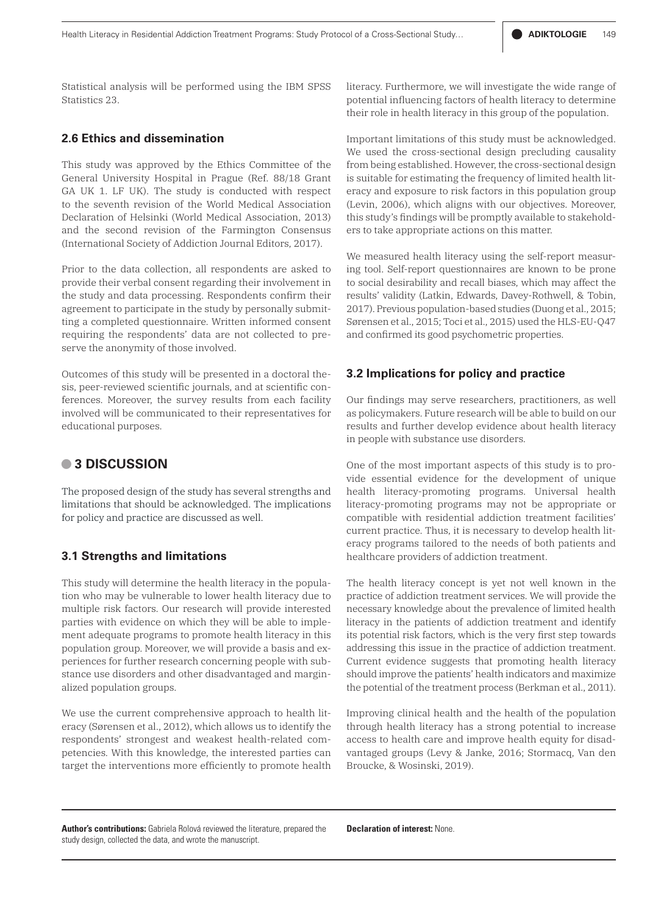Statistical analysis will be performed using the IBM SPSS Statistics 23.

### 2.6 Ethics and dissemination

This study was approved by the Ethics Committee of the General University Hospital in Prague (Ref. 88/18 Grant GA UK 1. LF UK). The study is conducted with respect to the seventh revision of the World Medical Association Declaration of Helsinki (World Medical Association, 2013) and the second revision of the Farmington Consensus (International Society of Addiction Journal Editors, 2017).

Prior to the data collection, all respondents are asked to provide their verbal consent regarding their involvement in the study and data processing. Respondents confirm their agreement to participate in the study by personally submitting a completed questionnaire. Written informed consent requiring the respondents' data are not collected to preserve the anonymity of those involved.

Outcomes of this study will be presented in a doctoral thesis, peer-reviewed scientific journals, and at scientific conferences. Moreover, the survey results from each facility involved will be communicated to their representatives for educational purposes.

## 3 DISCUSSION

The proposed design of the study has several strengths and limitations that should be acknowledged. The implications for policy and practice are discussed as well.

### 3.1 Strengths and limitations

This study will determine the health literacy in the population who may be vulnerable to lower health literacy due to multiple risk factors. Our research will provide interested parties with evidence on which they will be able to implement adequate programs to promote health literacy in this population group. Moreover, we will provide a basis and experiences for further research concerning people with substance use disorders and other disadvantaged and marginalized population groups.

We use the current comprehensive approach to health literacy (Sørensen et al., 2012), which allows us to identify the respondents' strongest and weakest health-related competencies. With this knowledge, the interested parties can target the interventions more efficiently to promote health literacy. Furthermore, we will investigate the wide range of potential influencing factors of health literacy to determine their role in health literacy in this group of the population.

Important limitations of this study must be acknowledged. We used the cross-sectional design precluding causality from being established. However, the cross-sectional design is suitable for estimating the frequency of limited health literacy and exposure to risk factors in this population group (Levin, 2006), which aligns with our objectives. Moreover, this study's findings will be promptly available to stakeholders to take appropriate actions on this matter.

We measured health literacy using the self-report measuring tool. Self-report questionnaires are known to be prone to social desirability and recall biases, which may affect the results' validity (Latkin, Edwards, Davey-Rothwell, & Tobin, 2017). Previous population-based studies (Duong et al., 2015; Sørensen et al., 2015; Toci et al., 2015) used the HLS-EU-Q47 and confirmed its good psychometric properties.

### 3.2 Implications for policy and practice

Our findings may serve researchers, practitioners, as well as policymakers. Future research will be able to build on our results and further develop evidence about health literacy in people with substance use disorders.

One of the most important aspects of this study is to provide essential evidence for the development of unique health literacy-promoting programs. Universal health literacy-promoting programs may not be appropriate or compatible with residential addiction treatment facilities' current practice. Thus, it is necessary to develop health literacy programs tailored to the needs of both patients and healthcare providers of addiction treatment.

The health literacy concept is yet not well known in the practice of addiction treatment services. We will provide the necessary knowledge about the prevalence of limited health literacy in the patients of addiction treatment and identify its potential risk factors, which is the very first step towards addressing this issue in the practice of addiction treatment. Current evidence suggests that promoting health literacy should improve the patients' health indicators and maximize the potential of the treatment process (Berkman et al., 2011).

Improving clinical health and the health of the population through health literacy has a strong potential to increase access to health care and improve health equity for disadvantaged groups (Levy & Janke, 2016; Stormacq, Van den Broucke, & Wosinski, 2019).

**Author's contributions:** Gabriela Rolová reviewed the literature, prepared the study design, collected the data, and wrote the manuscript.

**Declaration of interest:** None.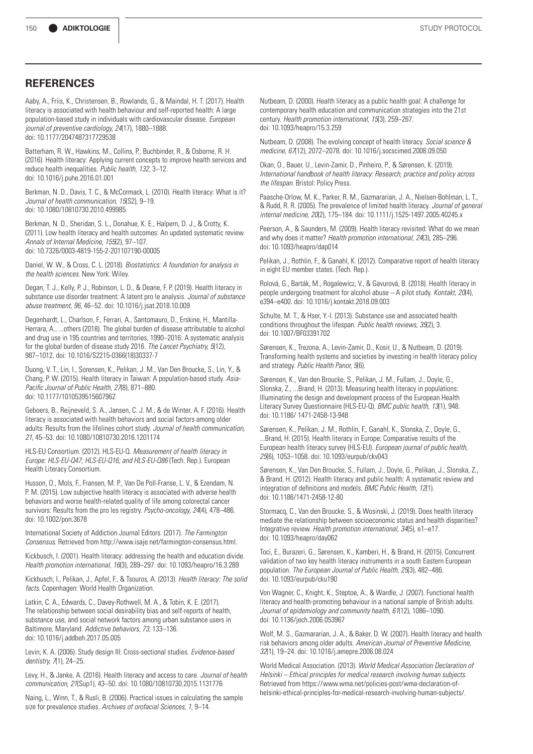## REFERENCES

Aaby, A., Friis, K., Christensen, B., Rowlands, G., & Maindal, H. T. (2017). Health literacy is associated with health behaviour and self-reported health: A large population-based study in individuals with cardiovascular disease. *European journal of preventive cardiology, 24*(17), 1880–1888. doi: 10.1177/2047487317729538

Batterham, R. W., Hawkins, M., Collins, P., Buchbinder, R., & Osborne, R. H. (2016). Health literacy: Applying current concepts to improve health services and reduce health inequalities. *Public health, 132*, 3–12. doi: 10.1016/j.puhe.2016.01.001

Berkman, N. D., Davis, T. C., & McCormack, L. (2010). Health literacy: What is it? *Journal of health communication, 15*(S2), 9–19. doi: 10.1080/10810730.2010.499985.

Berkman, N. D., Sheridan, S. L., Donahue, K. E., Halpern, D. J., & Crotty, K. (2011). Low health literacy and health outcomes: An updated systematic review. *Annals of Internal Medicine, 155*(2), 97–107. doi: 10.7326/0003-4819-155-2-201107190-00005

Daniel, W. W., & Cross, C. L. (2018). *Biostatistics: A foundation for analysis in the health sciences.* New York: Wiley.

Degan, T. J., Kelly, P. J., Robinson, L. D., & Deane, F. P. (2019). Health literacy in substance use disorder treatment: A latent pro le analysis. *Journal of substance abuse treatment, 96*, 46–52. doi: 10.1016/j.jsat.2018.10.009

Degenhardt, L., Charlson, F., Ferrari, A., Santomauro, D., Erskine, H., Mantilla-Herrara, A., ...others (2018). The global burden of disease attributable to alcohol and drug use in 195 countries and territories, 1990–2016: A systematic analysis for the global burden of disease study 2016. *The Lancet Psychiatry, 5*(12), 987–1012. doi: 10.1016/S2215-0366(18)30337-7

Duong, V. T., Lin, I., Sorensen, K., Pelikan, J. M., Van Den Broucke, S., Lin, Y., & Chang, P. W. (2015). Health literacy in Taiwan: A population-based study. *Asia-Pacific Journal of Public Health, 27*(8), 871–880. doi: 10.1177/1010539515607962

Geboers, B., Reijneveld, S. A., Jansen, C. J. M., & de Winter, A. F. (2016). Health literacy is associated with health behaviors and social factors among older adults: Results from the lifelines cohort study. *Journal of health communication, 21*, 45–53. doi: 10.1080/10810730.2016.1201174

HLS-EU Consortium. (2012). HLS-EU-Q. *Measurement of health literacy in Europe: HLS-EU-Q47; HLS-EU-Q16; and HLS-EU-Q86* (Tech. Rep.). European Health Literacy Consortium.

Husson, O., Mols, F., Fransen, M. P., Van De Poll-Franse, L. V., & Ezendam, N. P. M. (2015). Low subjective health literacy is associated with adverse health behaviors and worse health-related quality of life among colorectal cancer survivors: Results from the pro les registry. *Psycho-oncology, 24*(4), 478–486. doi: 10.1002/pon.3678

International Society of Addiction Journal Editors. (2017). *The Farmington Consensus.* Retrieved from http://www.isaje.net/farmington-consensus.html.

Kickbusch, I. (2001). Health literacy: addressing the health and education divide. *Health promotion international, 16*(3), 289–297. doi: 10.1093/heapro/16.3.289

Kickbusch, I., Pelikan, J., Apfel, F., & Tsouros, A. (2013). *Health literacy: The solid facts.* Copenhagen: World Health Organization.

Latkin, C. A., Edwards, C., Davey-Rothwell, M. A., & Tobin, K. E. (2017). The relationship between social desirability bias and self-reports of health, substance use, and social network factors among urban substance users in Baltimore, Maryland. *Addictive behaviors, 73*, 133–136. doi: 10.1016/j.addbeh.2017.05.005

Levin, K. A. (2006). Study design III: Cross-sectional studies. *Evidence-based dentistry, 7*(1), 24–25.

Levy, H., & Janke, A. (2016). Health literacy and access to care. *Journal of health communication, 21*(Sup1), 43–50. doi: 10.1080/10810730.2015.1131776

Naing, L., Winn, T., & Rusli, B. (2006). Practical issues in calculating the sample size for prevalence studies. *Archives of orofacial Sciences, 1*, 9–14.

Nutbeam, D. (2000). Health literacy as a public health goal: A challenge for contemporary health education and communication strategies into the 21st century. *Health promotion international, 15*(3), 259–267. doi: 10.1093/heapro/15.3.259

Nutbeam, D. (2008). The evolving concept of health literacy. *Social science & medicine, 67*(12), 2072–2078. doi: 10.1016/j.socscimed.2008.09.050

Okan, O., Bauer, U., Levin-Zamir, D., Pinheiro, P., & Sørensen, K. (2019). *International handbook of health literacy: Research, practice and policy across the lifespan.* Bristol: Policy Press.

Paasche-Orlow, M. K., Parker, R. M., Gazmararian, J. A., Nielsen-Bohlman, L. T., & Rudd, R. R. (2005). The prevalence of limited health literacy. *Journal of general internal medicine, 20*(2), 175–184. doi: 10.1111/j.1525-1497.2005.40245.x

Peerson, A., & Saunders, M. (2009). Health literacy revisited: What do we mean and why does it matter? *Health promotion international, 24*(3), 285–296. doi: 10.1093/heapro/dap014

Pelikan, J., Rothlin, F., & Ganahl, K. (2012). Comparative report of health literacy in eight EU member states. (Tech. Rep.).

Rolová, G., Barták, M., Rogalewicz, V., & Gavurová, B. (2018). Health literacy in people undergoing treatment for alcohol abuse – A pilot study. *Kontakt, 20*(4), e394–e400. doi: 10.1016/j.kontakt.2018.09.003

Schulte, M. T., & Hser, Y.-I. (2013). Substance use and associated health conditions throughout the lifespan. *Public health reviews, 35*(2), 3. doi: 10.1007/BF03391702

Sørensen, K., Trezona, A., Levin-Zamir, D., Kosir, U., & Nutbeam, D. (2019). Transforming health systems and societies by investing in health literacy policy and strategy. *Public Health Panor, 5*(6).

Sørensen, K., Van den Broucke, S., Pelikan, J. M., Fullam, J., Doyle, G., Slonska, Z., ...Brand, H. (2013). Measuring health literacy in populations: Illuminating the design and development process of the European Health Literacy Survey Questionnaire (HLS-EU-Q). *BMC public health, 13*(1), 948. doi: 10.1186/ 1471-2458-13-948

Sørensen, K., Pelikan, J. M., Rothlin, F., Ganahl, K., Slonska, Z., Doyle, G., ...Brand, H. (2015). Health literacy in Europe: Comparative results of the European health literacy survey (HLS-EU). *European journal of public health, 25*(6), 1053–1058. doi: 10.1093/eurpub/ckv043

Sørensen, K., Van den Broucke, S., Fullam, J., Doyle, G., Pelikan, J., Slonska, Z., & Brand, H. (2012). Health literacy and public health: A systematic review and integration of definitions and models. *BMC Public Health, 12*(1). doi: 10.1186/1471-2458-12-80

Stormacq, C., Van den Broucke, S., & Wosinski, J. (2019). Does health literacy mediate the relationship between socioeconomic status and health disparities? Integrative review. *Health promotion international, 34*(5), e1–e17. doi: 10.1093/heapro/day062

Toci, E., Burazeri, G., Sørensen, K., Kamberi, H., & Brand, H. (2015). Concurrent validation of two key health literacy instruments in a south Eastern European population. *The European Journal of Public Health, 25*(3), 482–486. doi: 10.1093/eurpub/cku190

Von Wagner, C., Knight, K., Steptoe, A., & Wardle, J. (2007). Functional health literacy and health-promoting behaviour in a national sample of British adults. *Journal of epidemiology and community health, 61*(12), 1086–1090. doi: 10.1136/jech.2006.053967

Wolf, M. S., Gazmararian, J. A., & Baker, D. W. (2007). Health literacy and health risk behaviors among older adults. *American Journal of Preventive Medicine, 32*(1), 19–24. doi: 10.1016/j.amepre.2006.08.024

World Medical Association. (2013). *World Medical Association Declaration of Helsinki – Ethical principles for medical research involving human subjects.* Retrieved from https://www.wma.net/policies-post/wma-declaration-of-helsinki-ethical-principles-for-medical-research-involving-human-subjects/.